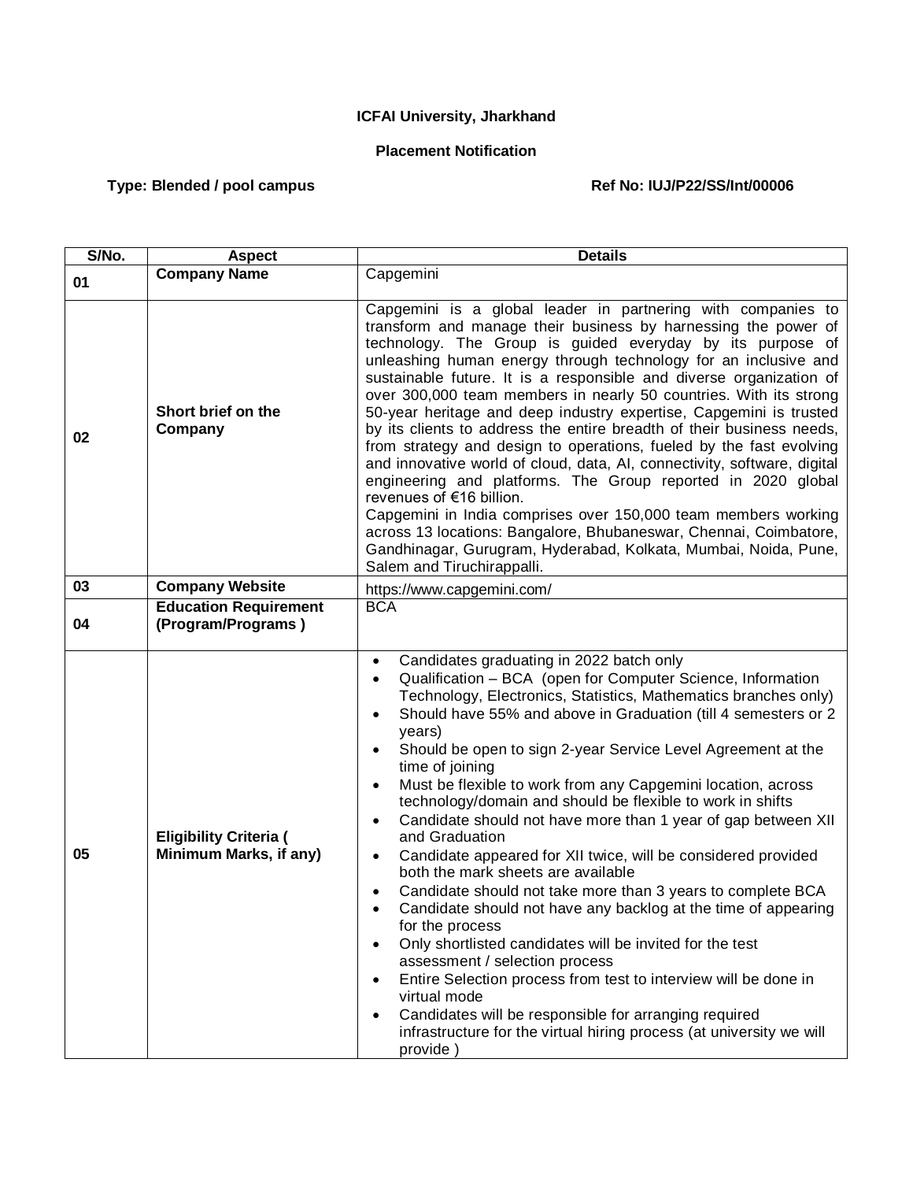**ICFAI University, Jharkhand**

**Placement Notification**

**Type: Blended / pool campus** **Ref No: IUJ/P22/SS/Int/00006**

| S/No. | Aspect | Details |
|---|---|---|
| 01 | **Company Name** | Capgemini |
| 02 | **Short brief on the Company** | Capgemini is a global leader in partnering with companies to transform and manage their business by harnessing the power of technology. The Group is guided everyday by its purpose of unleashing human energy through technology for an inclusive and sustainable future. It is a responsible and diverse organization of over 300,000 team members in nearly 50 countries. With its strong 50-year heritage and deep industry expertise, Capgemini is trusted by its clients to address the entire breadth of their business needs, from strategy and design to operations, fueled by the fast evolving and innovative world of cloud, data, AI, connectivity, software, digital engineering and platforms. The Group reported in 2020 global revenues of €16 billion.<br>Capgemini in India comprises over 150,000 team members working across 13 locations: Bangalore, Bhubaneswar, Chennai, Coimbatore, Gandhinagar, Gurugram, Hyderabad, Kolkata, Mumbai, Noida, Pune, Salem and Tiruchirappalli. |
| 03 | **Company Website** | https://www.capgemini.com/ |
| 04 | **Education Requirement (Program/Programs )** | BCA |
| 05 | **Eligibility Criteria ( Minimum Marks, if any)** | • Candidates graduating in 2022 batch only<br>• Qualification – BCA (open for Computer Science, Information Technology, Electronics, Statistics, Mathematics branches only)<br>• Should have 55% and above in Graduation (till 4 semesters or 2 years)<br>• Should be open to sign 2-year Service Level Agreement at the time of joining<br>• Must be flexible to work from any Capgemini location, across technology/domain and should be flexible to work in shifts<br>• Candidate should not have more than 1 year of gap between XII and Graduation<br>• Candidate appeared for XII twice, will be considered provided both the mark sheets are available<br>• Candidate should not take more than 3 years to complete BCA<br>• Candidate should not have any backlog at the time of appearing for the process<br>• Only shortlisted candidates will be invited for the test assessment / selection process<br>• Entire Selection process from test to interview will be done in virtual mode<br>• Candidates will be responsible for arranging required infrastructure for the virtual hiring process (at university we will provide ) |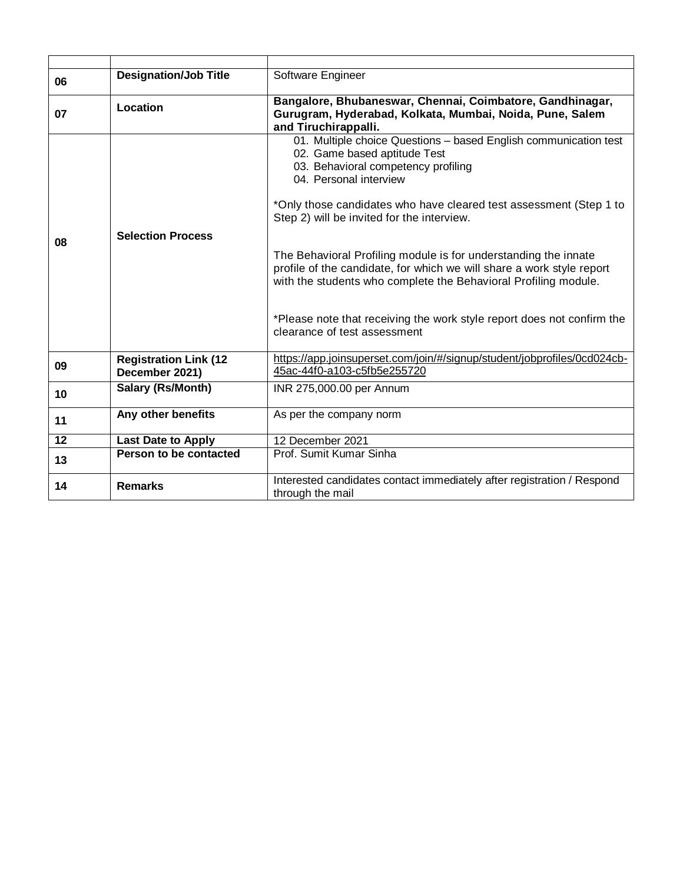| | | |
|---|---|---|
| 06 | **Designation/Job Title** | Software Engineer |
| 07 | **Location** | **Bangalore, Bhubaneswar, Chennai, Coimbatore, Gandhinagar, Gurugram, Hyderabad, Kolkata, Mumbai, Noida, Pune, Salem and Tiruchirappalli.** |
| 08 | **Selection Process** | 01. Multiple choice Questions – based English communication test<br>02. Game based aptitude Test<br>03. Behavioral competency profiling<br>04. Personal interview<br><br>*Only those candidates who have cleared test assessment (Step 1 to Step 2) will be invited for the interview.<br><br>The Behavioral Profiling module is for understanding the innate profile of the candidate, for which we will share a work style report with the students who complete the Behavioral Profiling module.<br><br>*Please note that receiving the work style report does not confirm the clearance of test assessment |
| 09 | **Registration Link (12 December 2021)** | https://app.joinsuperset.com/join/#/signup/student/jobprofiles/0cd024cb-45ac-44f0-a103-c5fb5e255720 |
| 10 | **Salary (Rs/Month)** | INR 275,000.00 per Annum |
| 11 | **Any other benefits** | As per the company norm |
| 12 | **Last Date to Apply** | 12 December 2021 |
| 13 | **Person to be contacted** | Prof. Sumit Kumar Sinha |
| 14 | **Remarks** | Interested candidates contact immediately after registration / Respond through the mail |